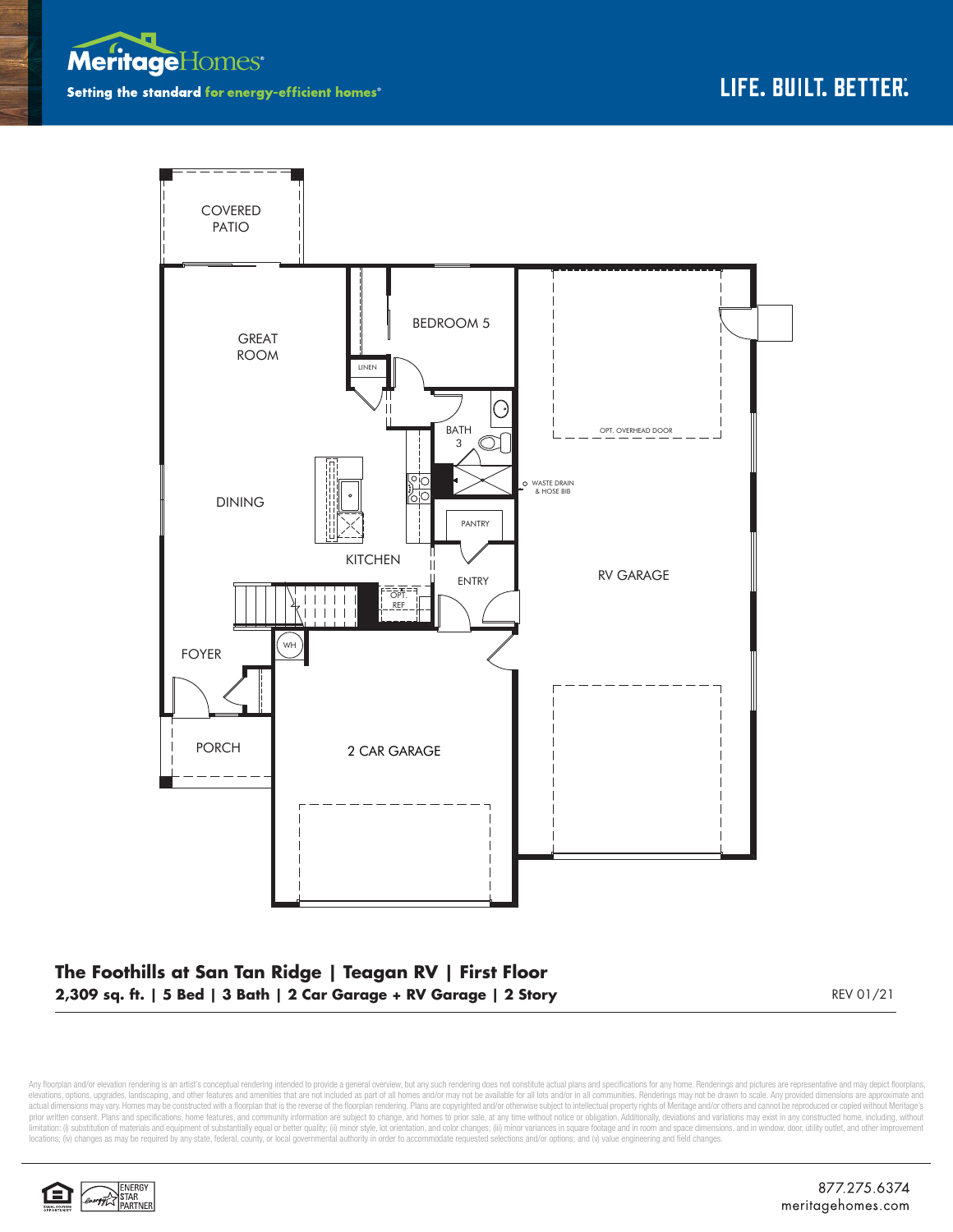Meritage Homes

Setting the standard for energy-efficient homes®

LIFE. BUILT. BETTER.®

COVERED PATIO

GREAT ROOM

BEDROOM 5

LINEN

BATH 3

OPT. OVERHEAD DOOR

WASTE DRAIN & HOSE BIB

DINING

PANTRY

KITCHEN

ENTRY

RV GARAGE

OPT. REF

WH

FOYER

PORCH

2 CAR GARAGE

## The Foothills at San Tan Ridge | Teagan RV | First Floor

**2,309 sq. ft. | 5 Bed | 3 Bath | 2 Car Garage + RV Garage | 2 Story**

REV 01/21

Any floorplan and/or elevation rendering is an artist's conceptual rendering intended to provide a general overview, but any such rendering does not constitute actual plans and specifications for any home. Renderings and pictures are representative and may depict floorplans, elevations, options, upgrades, landscaping, and other features and amenities that are not included as part of all homes and/or may not be available for all lots and/or in all communities. Renderings may not be drawn to scale. Any provided dimensions are approximate and actual dimensions may vary. Homes may be constructed with a floorplan that is the reverse of the floorplan rendering. Plans are copyrighted and/or otherwise subject to intellectual property rights of Meritage and/or others and cannot be reproduced or copied without Meritage's prior written consent. Plans and specifications, home features, and community information are subject to change, and homes to prior sale, at any time without notice or obligation. Additionally, deviations and variations may exist in any constructed home, including, without limitation: (i) substitution of materials and equipment of substantially equal or better quality; (ii) minor style, lot orientation, and color changes; (iii) minor variances in square footage and in room and space dimensions, and in window, door, utility outlet, and other improvement locations; (iv) changes as may be required by any state, federal, county, or local governmental authority in order to accommodate requested selections and/or options; and (v) value engineering and field changes.

ENERGY STAR PARTNER

877.275.6374
meritagehomes.com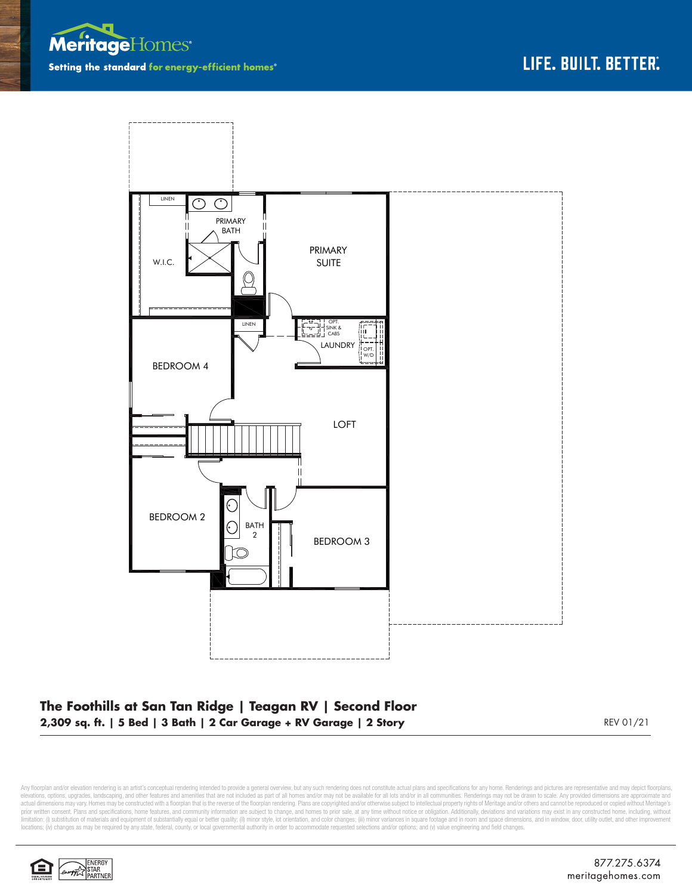Meritage Homes

Setting the standard for energy-efficient homes®

LIFE. BUILT. BETTER.

LINEN
PRIMARY BATH
W.I.C.
PRIMARY SUITE
LINEN
OPT. SINK & CABS
LAUNDRY
OPT. W/D
BEDROOM 4
LOFT
BEDROOM 2
BATH 2
BEDROOM 3

## The Foothills at San Tan Ridge | Teagan RV | Second Floor

**2,309 sq. ft. | 5 Bed | 3 Bath | 2 Car Garage + RV Garage | 2 Story**

REV 01/21

Any floorplan and/or elevation rendering is an artist's conceptual rendering intended to provide a general overview, but any such rendering does not constitute actual plans and specifications for any home. Renderings and pictures are representative and may depict floorplans, elevations, options, upgrades, landscaping, and other features and amenities that are not included as part of all homes and/or may not be available for all lots and/or in all communities. Renderings may not be drawn to scale. Any provided dimensions are approximate and actual dimensions may vary. Homes may be constructed with a floorplan that is the reverse of the floorplan rendering. Plans are copyrighted and/or otherwise subject to intellectual property rights of Meritage and/or others and cannot be reproduced or copied without Meritage's prior written consent. Plans and specifications, home features, and community information are subject to change, and homes to prior sale, at any time without notice or obligation. Additionally, deviations and variations may exist in any constructed home, including, without limitation: (i) substitution of materials and equipment of substantially equal or better quality; (ii) minor style, lot orientation, and color changes; (iii) minor variances in square footage and in room and space dimensions, and in window, door, utility outlet, and other improvement locations; (iv) changes as may be required by any state, federal, county, or local governmental authority in order to accommodate requested selections and/or options; and (v) value engineering and field changes.

ENERGY STAR PARTNER

877.275.6374
meritagehomes.com